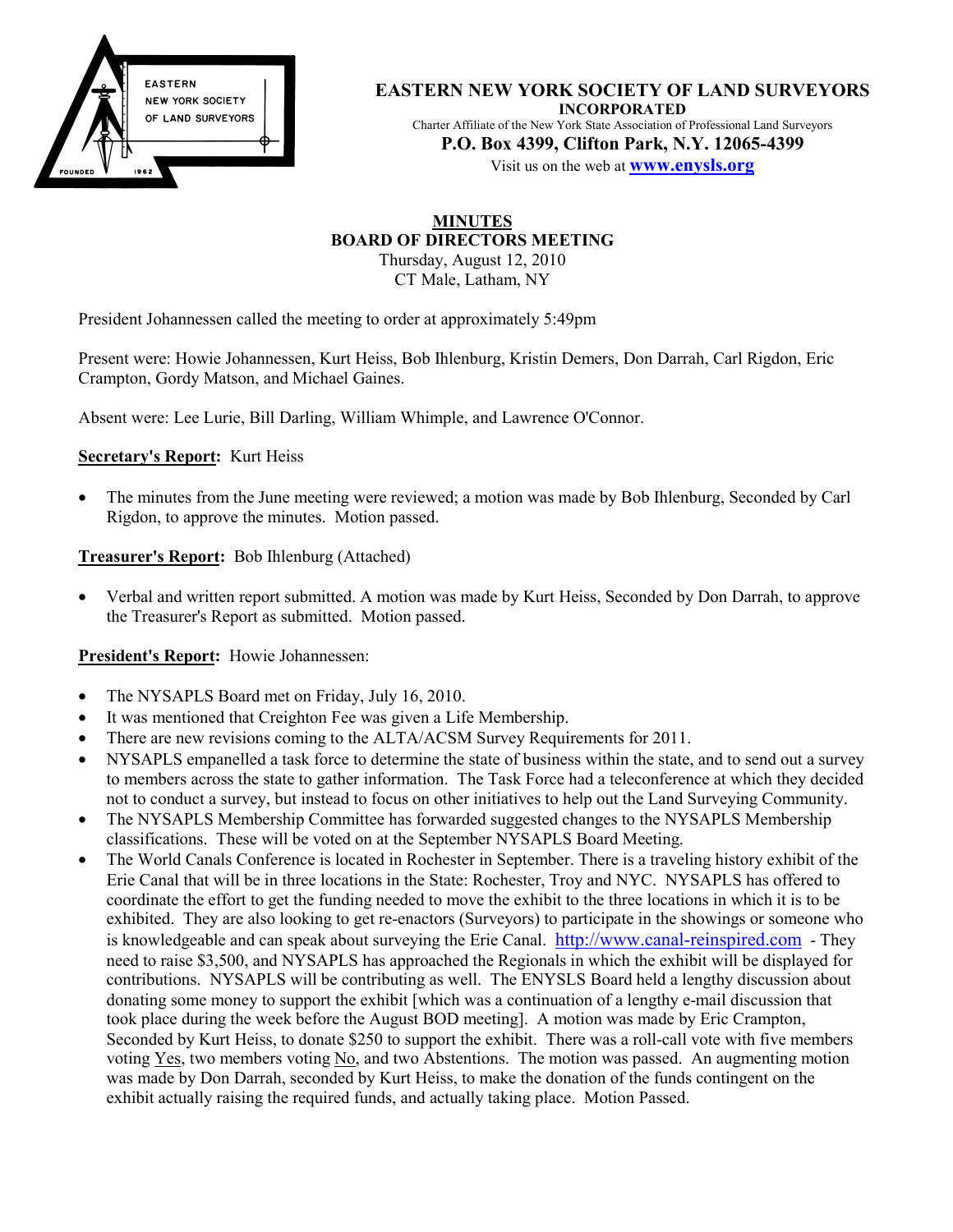EASTERN NEW YORK SOCIETY OF LAND SURVEYORS
FOUNDED 1962

# EASTERN NEW YORK SOCIETY OF LAND SURVEYORS

**INCORPORATED**

Charter Affiliate of the New York State Association of Professional Land Surveyors

**P.O. Box 4399, Clifton Park, N.Y. 12065-4399**

Visit us on the web at **www.enysls.org**

## MINUTES
## BOARD OF DIRECTORS MEETING

Thursday, August 12, 2010
CT Male, Latham, NY

President Johannessen called the meeting to order at approximately 5:49pm

Present were: Howie Johannessen, Kurt Heiss, Bob Ihlenburg, Kristin Demers, Don Darrah, Carl Rigdon, Eric Crampton, Gordy Matson, and Michael Gaines.

Absent were: Lee Lurie, Bill Darling, William Whimple, and Lawrence O'Connor.

**Secretary's Report:** Kurt Heiss

- The minutes from the June meeting were reviewed; a motion was made by Bob Ihlenburg, Seconded by Carl Rigdon, to approve the minutes. Motion passed.

**Treasurer's Report:** Bob Ihlenburg (Attached)

- Verbal and written report submitted. A motion was made by Kurt Heiss, Seconded by Don Darrah, to approve the Treasurer's Report as submitted. Motion passed.

**President's Report:** Howie Johannessen:

- The NYSAPLS Board met on Friday, July 16, 2010.
- It was mentioned that Creighton Fee was given a Life Membership.
- There are new revisions coming to the ALTA/ACSM Survey Requirements for 2011.
- NYSAPLS empanelled a task force to determine the state of business within the state, and to send out a survey to members across the state to gather information. The Task Force had a teleconference at which they decided not to conduct a survey, but instead to focus on other initiatives to help out the Land Surveying Community.
- The NYSAPLS Membership Committee has forwarded suggested changes to the NYSAPLS Membership classifications. These will be voted on at the September NYSAPLS Board Meeting.
- The World Canals Conference is located in Rochester in September. There is a traveling history exhibit of the Erie Canal that will be in three locations in the State: Rochester, Troy and NYC. NYSAPLS has offered to coordinate the effort to get the funding needed to move the exhibit to the three locations in which it is to be exhibited. They are also looking to get re-enactors (Surveyors) to participate in the showings or someone who is knowledgeable and can speak about surveying the Erie Canal. http://www.canal-reinspired.com - They need to raise $3,500, and NYSAPLS has approached the Regionals in which the exhibit will be displayed for contributions. NYSAPLS will be contributing as well. The ENYSLS Board held a lengthy discussion about donating some money to support the exhibit [which was a continuation of a lengthy e-mail discussion that took place during the week before the August BOD meeting]. A motion was made by Eric Crampton, Seconded by Kurt Heiss, to donate $250 to support the exhibit. There was a roll-call vote with five members voting Yes, two members voting No, and two Abstentions. The motion was passed. An augmenting motion was made by Don Darrah, seconded by Kurt Heiss, to make the donation of the funds contingent on the exhibit actually raising the required funds, and actually taking place. Motion Passed.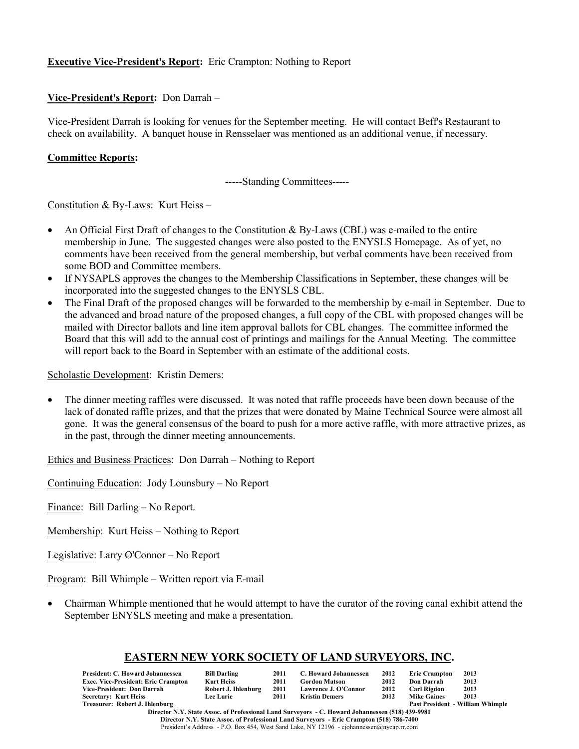**Executive Vice-President's Report:** Eric Crampton: Nothing to Report

**Vice-President's Report:** Don Darrah –

Vice-President Darrah is looking for venues for the September meeting. He will contact Beff's Restaurant to check on availability. A banquet house in Rensselaer was mentioned as an additional venue, if necessary.

**Committee Reports:**

-----Standing Committees-----

Constitution & By-Laws: Kurt Heiss –

- An Official First Draft of changes to the Constitution & By-Laws (CBL) was e-mailed to the entire membership in June. The suggested changes were also posted to the ENYSLS Homepage. As of yet, no comments have been received from the general membership, but verbal comments have been received from some BOD and Committee members.
- If NYSAPLS approves the changes to the Membership Classifications in September, these changes will be incorporated into the suggested changes to the ENYSLS CBL.
- The Final Draft of the proposed changes will be forwarded to the membership by e-mail in September. Due to the advanced and broad nature of the proposed changes, a full copy of the CBL with proposed changes will be mailed with Director ballots and line item approval ballots for CBL changes. The committee informed the Board that this will add to the annual cost of printings and mailings for the Annual Meeting. The committee will report back to the Board in September with an estimate of the additional costs.

Scholastic Development: Kristin Demers:

- The dinner meeting raffles were discussed. It was noted that raffle proceeds have been down because of the lack of donated raffle prizes, and that the prizes that were donated by Maine Technical Source were almost all gone. It was the general consensus of the board to push for a more active raffle, with more attractive prizes, as in the past, through the dinner meeting announcements.

Ethics and Business Practices: Don Darrah – Nothing to Report

Continuing Education: Jody Lounsbury – No Report

Finance: Bill Darling – No Report.

Membership: Kurt Heiss – Nothing to Report

Legislative: Larry O'Connor – No Report

Program: Bill Whimple – Written report via E-mail

- Chairman Whimple mentioned that he would attempt to have the curator of the roving canal exhibit attend the September ENYSLS meeting and make a presentation.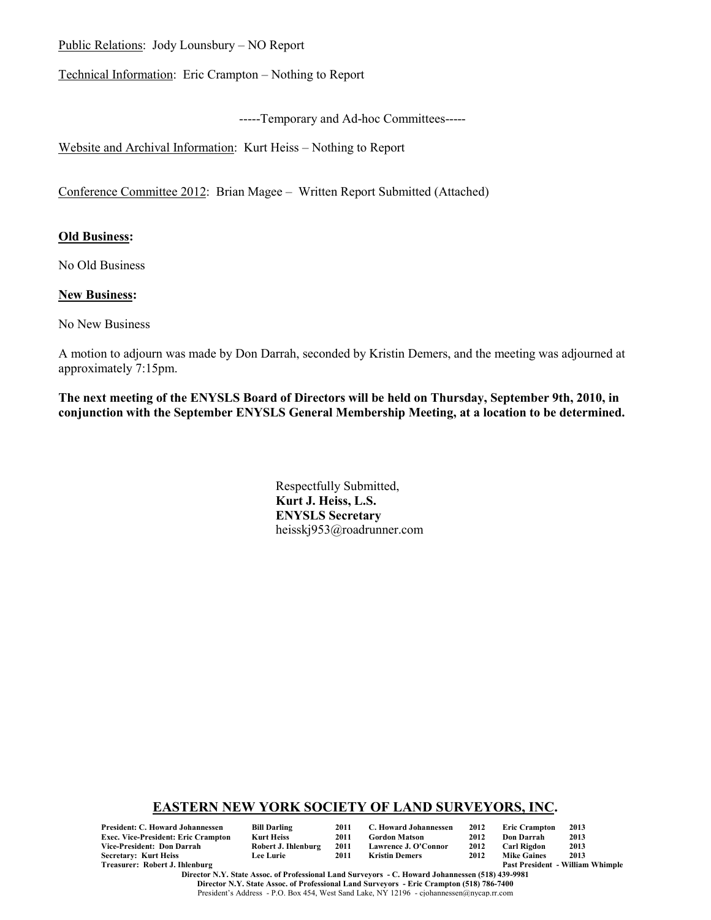Public Relations: Jody Lounsbury – NO Report

Technical Information: Eric Crampton – Nothing to Report

-----Temporary and Ad-hoc Committees-----

Website and Archival Information: Kurt Heiss – Nothing to Report

Conference Committee 2012: Brian Magee – Written Report Submitted (Attached)

**Old Business:**

No Old Business

**New Business:**

No New Business

A motion to adjourn was made by Don Darrah, seconded by Kristin Demers, and the meeting was adjourned at approximately 7:15pm.

**The next meeting of the ENYSLS Board of Directors will be held on Thursday, September 9th, 2010, in conjunction with the September ENYSLS General Membership Meeting, at a location to be determined.**

Respectfully Submitted,
**Kurt J. Heiss, L.S.**
**ENYSLS Secretary**
heisskj953@roadrunner.com

## EASTERN NEW YORK SOCIETY OF LAND SURVEYORS, INC.

| | | | | | | |
|---|---|---|---|---|---|---|
| **President: C. Howard Johannessen** | **Bill Darling** | **2011** | **C. Howard Johannessen** | **2012** | **Eric Crampton** | **2013** |
| **Exec. Vice-President: Eric Crampton** | **Kurt Heiss** | **2011** | **Gordon Matson** | **2012** | **Don Darrah** | **2013** |
| **Vice-President: Don Darrah** | **Robert J. Ihlenburg** | **2011** | **Lawrence J. O'Connor** | **2012** | **Carl Rigdon** | **2013** |
| **Secretary: Kurt Heiss** | **Lee Lurie** | **2011** | **Kristin Demers** | **2012** | **Mike Gaines** | **2013** |
| **Treasurer: Robert J. Ihlenburg** | | | | | **Past President - William Whimple** | |

**Director N.Y. State Assoc. of Professional Land Surveyors - C. Howard Johannessen (518) 439-9981**
**Director N.Y. State Assoc. of Professional Land Surveyors - Eric Crampton (518) 786-7400**
President's Address - P.O. Box 454, West Sand Lake, NY 12196 - cjohannessen@nycap.rr.com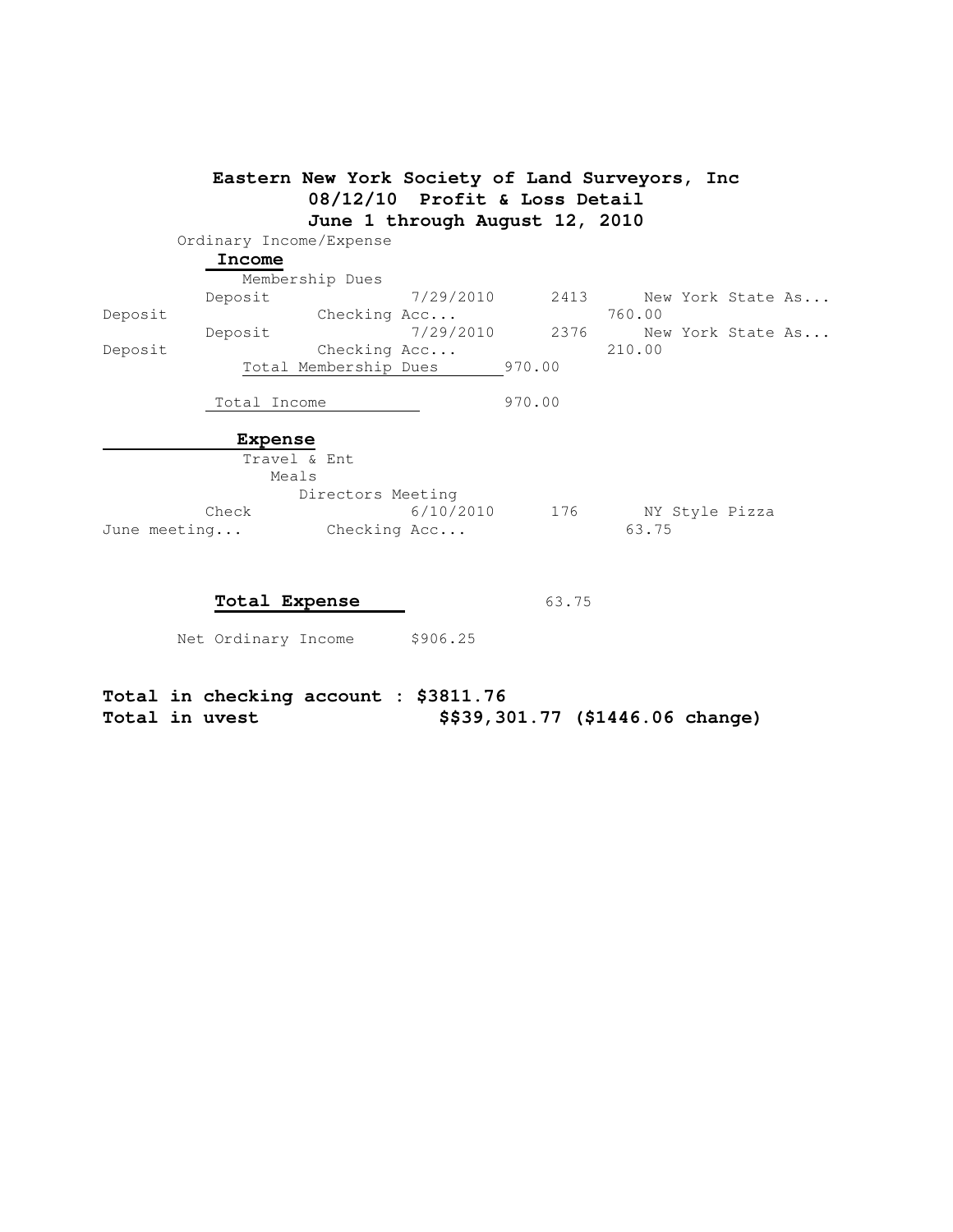# Eastern New York Society of Land Surveyors, Inc
## 08/12/10 Profit & Loss Detail
## June 1 through August 12, 2010

Ordinary Income/Expense

**Income**

Membership Dues

| Type | Date | Num | Name | Memo | Split | Amount |
|---|---|---|---|---|---|---|
| Deposit | 7/29/2010 | 2413 | New York State As... | Deposit | Checking Acc... | 760.00 |
| Deposit | 7/29/2010 | 2376 | New York State As... | Deposit | Checking Acc... | 210.00 |

Total Membership Dues 970.00

Total Income 970.00

**Expense**

Travel & Ent

Meals

Directors Meeting

| Type | Date | Num | Name | Memo | Split | Amount |
|---|---|---|---|---|---|---|
| Check | 6/10/2010 | 176 | NY Style Pizza | June meeting... | Checking Acc... | 63.75 |

**Total Expense** 63.75

Net Ordinary Income $906.25

**Total in checking account : $3811.76**
**Total in uvest $$39,301.77 ($1446.06 change)**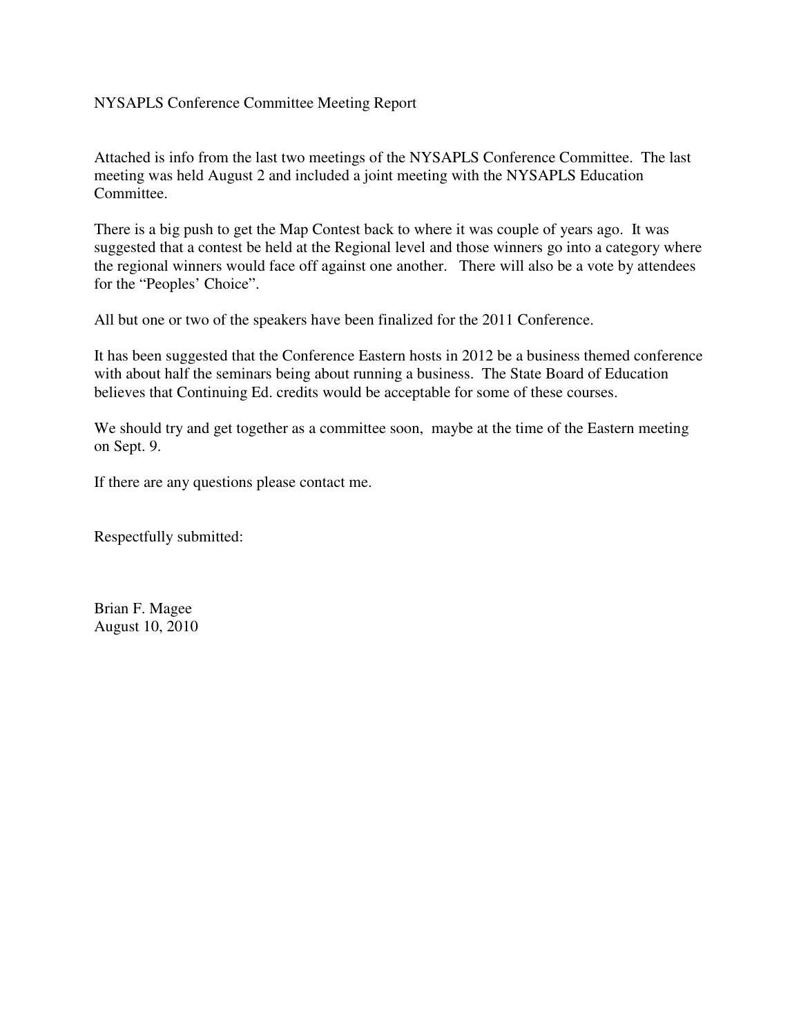# NYSAPLS Conference Committee Meeting Report

Attached is info from the last two meetings of the NYSAPLS Conference Committee. The last meeting was held August 2 and included a joint meeting with the NYSAPLS Education Committee.

There is a big push to get the Map Contest back to where it was couple of years ago. It was suggested that a contest be held at the Regional level and those winners go into a category where the regional winners would face off against one another. There will also be a vote by attendees for the "Peoples' Choice".

All but one or two of the speakers have been finalized for the 2011 Conference.

It has been suggested that the Conference Eastern hosts in 2012 be a business themed conference with about half the seminars being about running a business. The State Board of Education believes that Continuing Ed. credits would be acceptable for some of these courses.

We should try and get together as a committee soon, maybe at the time of the Eastern meeting on Sept. 9.

If there are any questions please contact me.

Respectfully submitted:

Brian F. Magee
August 10, 2010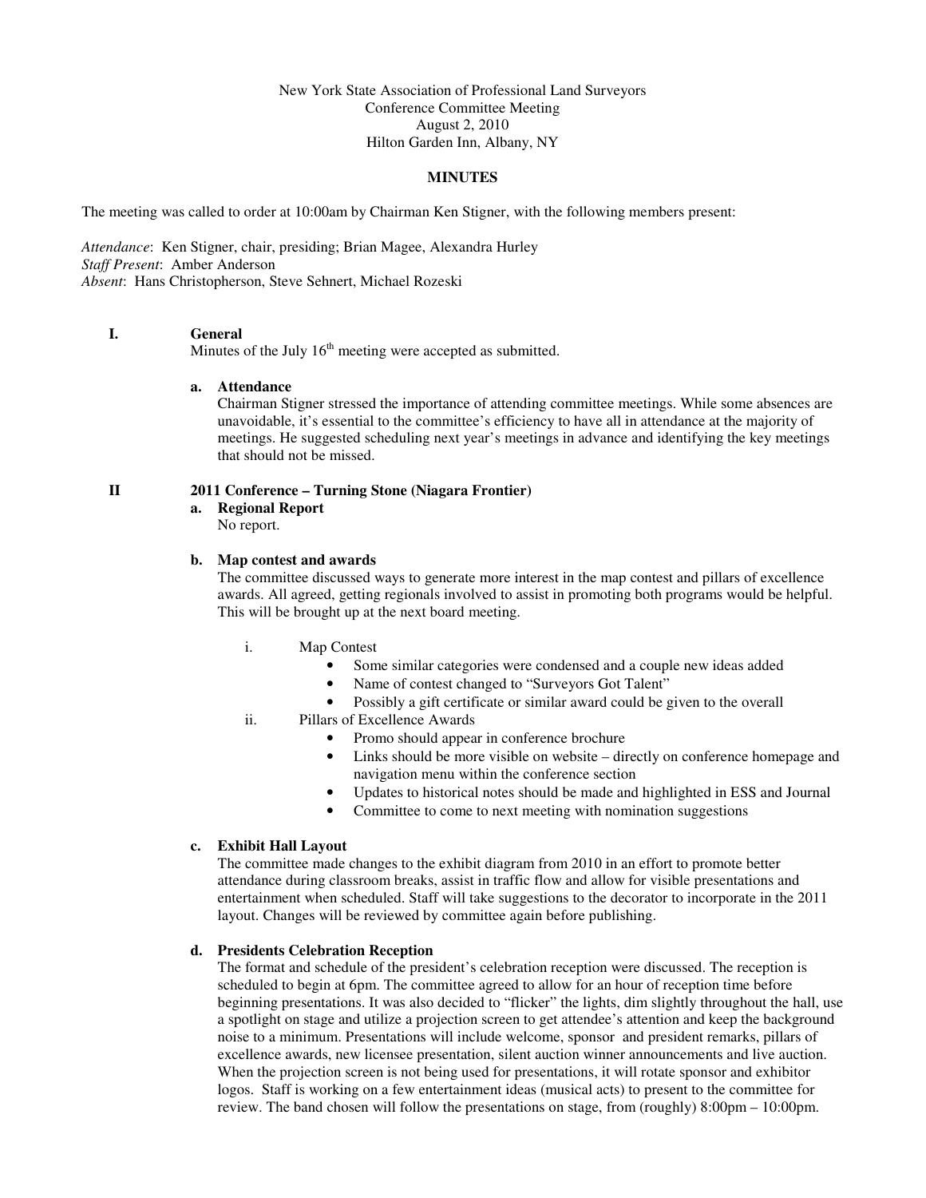New York State Association of Professional Land Surveyors
Conference Committee Meeting
August 2, 2010
Hilton Garden Inn, Albany, NY

**MINUTES**

The meeting was called to order at 10:00am by Chairman Ken Stigner, with the following members present:

*Attendance*: Ken Stigner, chair, presiding; Brian Magee, Alexandra Hurley
*Staff Present*: Amber Anderson
*Absent*: Hans Christopherson, Steve Sehnert, Michael Rozeski

## I. General

Minutes of the July 16th meeting were accepted as submitted.

**a. Attendance**

Chairman Stigner stressed the importance of attending committee meetings. While some absences are unavoidable, it's essential to the committee's efficiency to have all in attendance at the majority of meetings. He suggested scheduling next year's meetings in advance and identifying the key meetings that should not be missed.

## II 2011 Conference – Turning Stone (Niagara Frontier)

**a. Regional Report**

No report.

**b. Map contest and awards**

The committee discussed ways to generate more interest in the map contest and pillars of excellence awards. All agreed, getting regionals involved to assist in promoting both programs would be helpful. This will be brought up at the next board meeting.

i. Map Contest
- Some similar categories were condensed and a couple new ideas added
- Name of contest changed to "Surveyors Got Talent"
- Possibly a gift certificate or similar award could be given to the overall

ii. Pillars of Excellence Awards
- Promo should appear in conference brochure
- Links should be more visible on website – directly on conference homepage and navigation menu within the conference section
- Updates to historical notes should be made and highlighted in ESS and Journal
- Committee to come to next meeting with nomination suggestions

**c. Exhibit Hall Layout**

The committee made changes to the exhibit diagram from 2010 in an effort to promote better attendance during classroom breaks, assist in traffic flow and allow for visible presentations and entertainment when scheduled. Staff will take suggestions to the decorator to incorporate in the 2011 layout. Changes will be reviewed by committee again before publishing.

**d. Presidents Celebration Reception**

The format and schedule of the president's celebration reception were discussed. The reception is scheduled to begin at 6pm. The committee agreed to allow for an hour of reception time before beginning presentations. It was also decided to "flicker" the lights, dim slightly throughout the hall, use a spotlight on stage and utilize a projection screen to get attendee's attention and keep the background noise to a minimum. Presentations will include welcome, sponsor and president remarks, pillars of excellence awards, new licensee presentation, silent auction winner announcements and live auction. When the projection screen is not being used for presentations, it will rotate sponsor and exhibitor logos. Staff is working on a few entertainment ideas (musical acts) to present to the committee for review. The band chosen will follow the presentations on stage, from (roughly) 8:00pm – 10:00pm.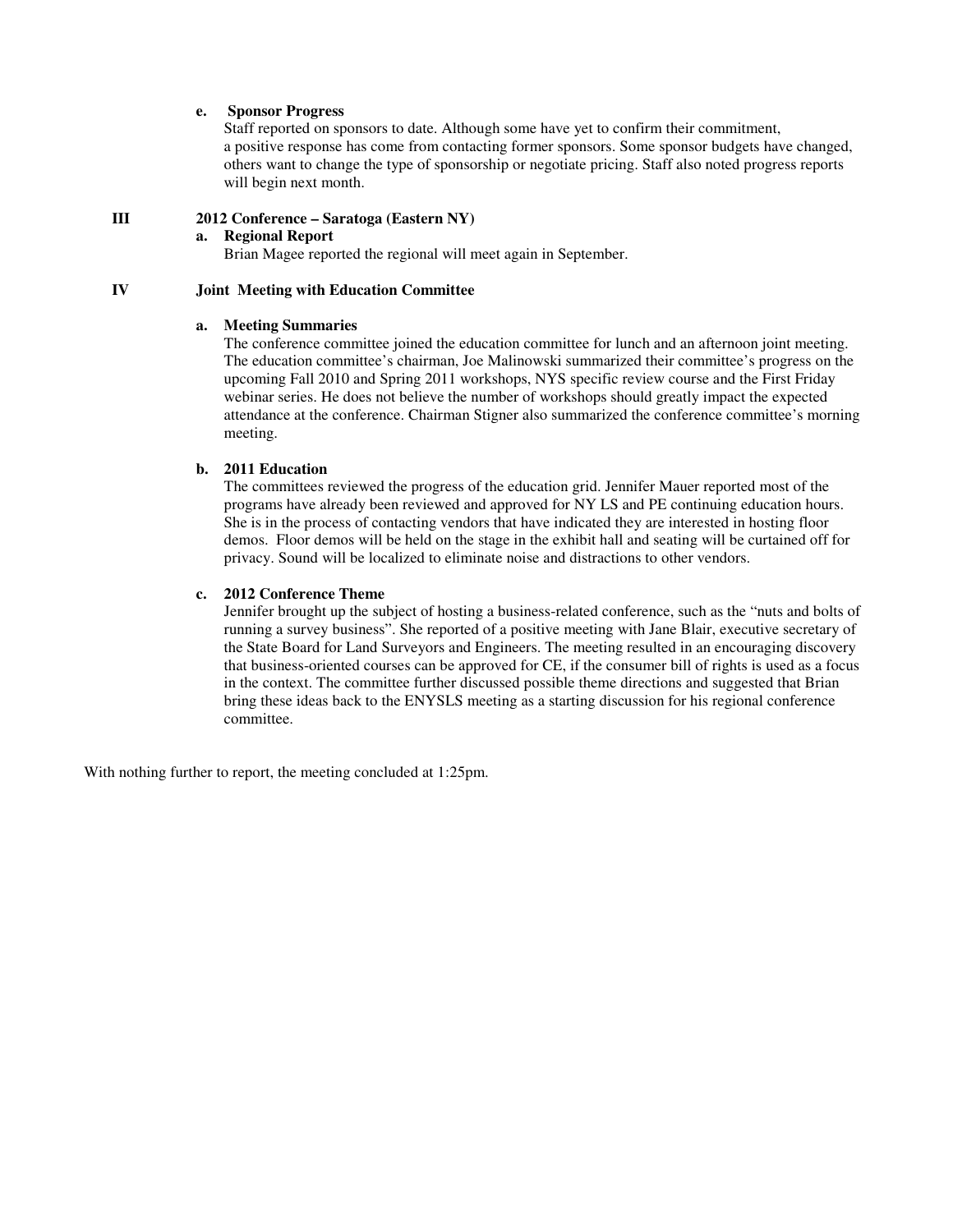**e. Sponsor Progress**

Staff reported on sponsors to date. Although some have yet to confirm their commitment, a positive response has come from contacting former sponsors. Some sponsor budgets have changed, others want to change the type of sponsorship or negotiate pricing. Staff also noted progress reports will begin next month.

## III 2012 Conference – Saratoga (Eastern NY)

**a. Regional Report**

Brian Magee reported the regional will meet again in September.

## IV Joint Meeting with Education Committee

**a. Meeting Summaries**

The conference committee joined the education committee for lunch and an afternoon joint meeting. The education committee's chairman, Joe Malinowski summarized their committee's progress on the upcoming Fall 2010 and Spring 2011 workshops, NYS specific review course and the First Friday webinar series. He does not believe the number of workshops should greatly impact the expected attendance at the conference. Chairman Stigner also summarized the conference committee's morning meeting.

**b. 2011 Education**

The committees reviewed the progress of the education grid. Jennifer Mauer reported most of the programs have already been reviewed and approved for NY LS and PE continuing education hours. She is in the process of contacting vendors that have indicated they are interested in hosting floor demos. Floor demos will be held on the stage in the exhibit hall and seating will be curtained off for privacy. Sound will be localized to eliminate noise and distractions to other vendors.

**c. 2012 Conference Theme**

Jennifer brought up the subject of hosting a business-related conference, such as the "nuts and bolts of running a survey business". She reported of a positive meeting with Jane Blair, executive secretary of the State Board for Land Surveyors and Engineers. The meeting resulted in an encouraging discovery that business-oriented courses can be approved for CE, if the consumer bill of rights is used as a focus in the context. The committee further discussed possible theme directions and suggested that Brian bring these ideas back to the ENYSLS meeting as a starting discussion for his regional conference committee.

With nothing further to report, the meeting concluded at 1:25pm.